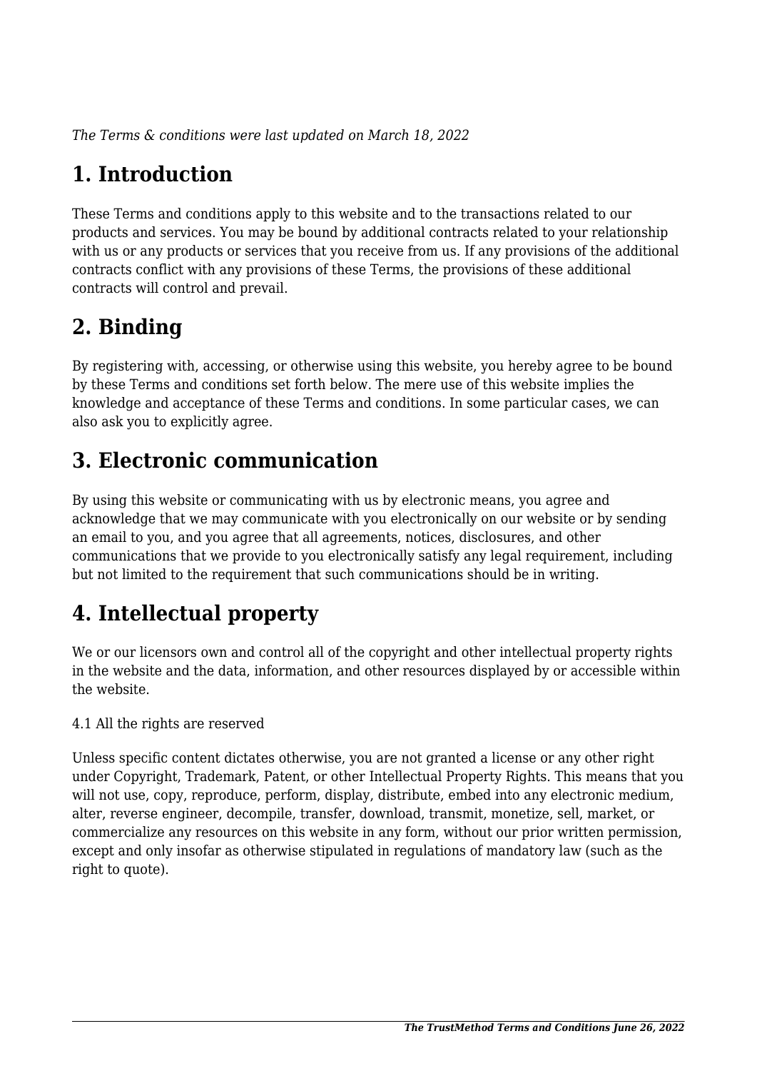*The Terms & conditions were last updated on March 18, 2022*

# 1. Introduction

These Terms and conditions apply to this website and to the transactions related to our products and services. You may be bound by additional contracts related to your relationship with us or any products or services that you receive from us. If any provisions of the additional contracts conflict with any provisions of these Terms, the provisions of these additional contracts will control and prevail.

# 2. Binding

By registering with, accessing, or otherwise using this website, you hereby agree to be bound by these Terms and conditions set forth below. The mere use of this website implies the knowledge and acceptance of these Terms and conditions. In some particular cases, we can also ask you to explicitly agree.

# 3. Electronic communication

By using this website or communicating with us by electronic means, you agree and acknowledge that we may communicate with you electronically on our website or by sending an email to you, and you agree that all agreements, notices, disclosures, and other communications that we provide to you electronically satisfy any legal requirement, including but not limited to the requirement that such communications should be in writing.

# 4. Intellectual property

We or our licensors own and control all of the copyright and other intellectual property rights in the website and the data, information, and other resources displayed by or accessible within the website.

4.1 All the rights are reserved

Unless specific content dictates otherwise, you are not granted a license or any other right under Copyright, Trademark, Patent, or other Intellectual Property Rights. This means that you will not use, copy, reproduce, perform, display, distribute, embed into any electronic medium, alter, reverse engineer, decompile, transfer, download, transmit, monetize, sell, market, or commercialize any resources on this website in any form, without our prior written permission, except and only insofar as otherwise stipulated in regulations of mandatory law (such as the right to quote).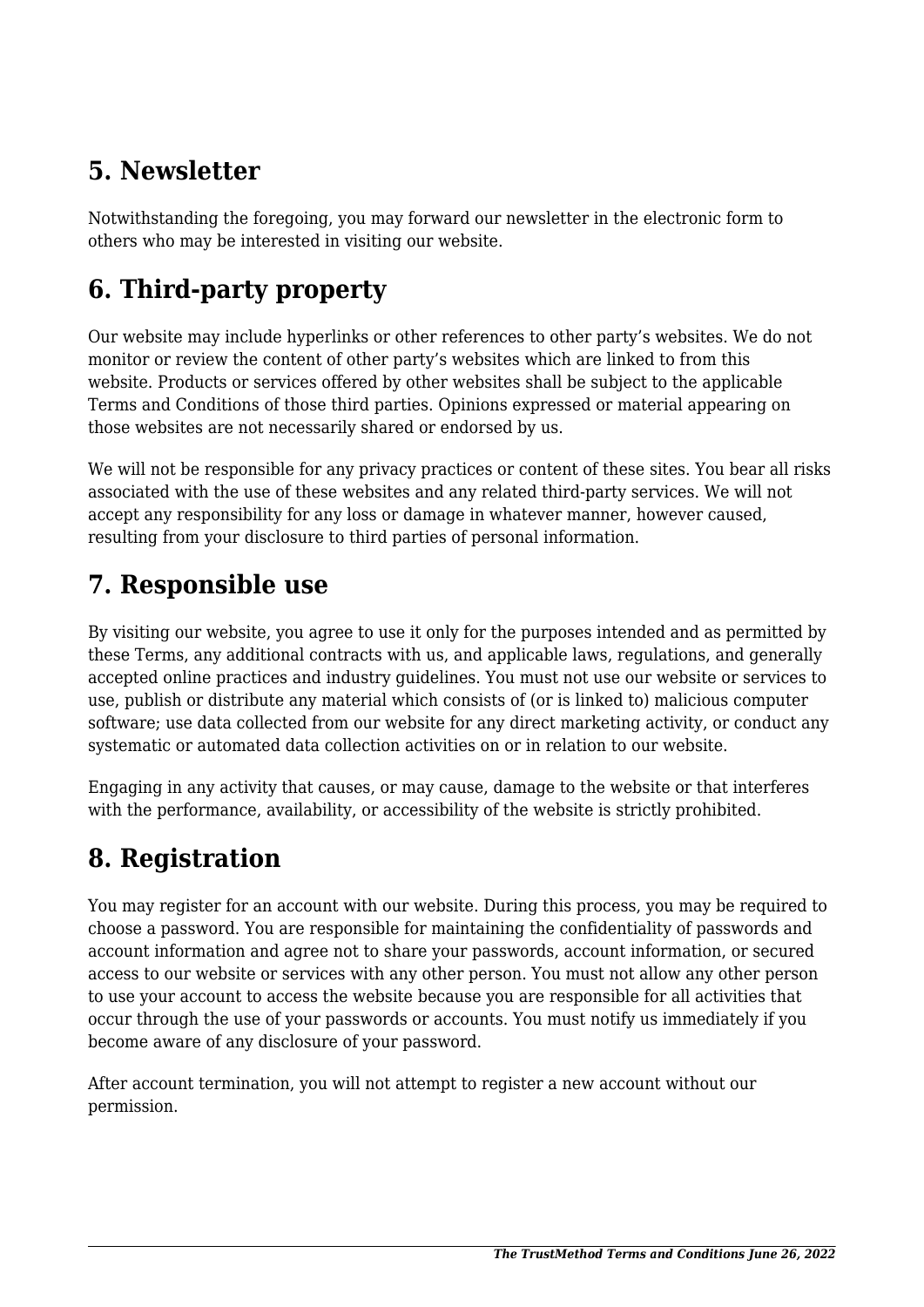## 5. Newsletter

Notwithstanding the foregoing, you may forward our newsletter in the electronic form to others who may be interested in visiting our website.

## 6. Third-party property

Our website may include hyperlinks or other references to other party's websites. We do not monitor or review the content of other party's websites which are linked to from this website. Products or services offered by other websites shall be subject to the applicable Terms and Conditions of those third parties. Opinions expressed or material appearing on those websites are not necessarily shared or endorsed by us.

We will not be responsible for any privacy practices or content of these sites. You bear all risks associated with the use of these websites and any related third-party services. We will not accept any responsibility for any loss or damage in whatever manner, however caused, resulting from your disclosure to third parties of personal information.

## 7. Responsible use

By visiting our website, you agree to use it only for the purposes intended and as permitted by these Terms, any additional contracts with us, and applicable laws, regulations, and generally accepted online practices and industry guidelines. You must not use our website or services to use, publish or distribute any material which consists of (or is linked to) malicious computer software; use data collected from our website for any direct marketing activity, or conduct any systematic or automated data collection activities on or in relation to our website.

Engaging in any activity that causes, or may cause, damage to the website or that interferes with the performance, availability, or accessibility of the website is strictly prohibited.

## 8. Registration

You may register for an account with our website. During this process, you may be required to choose a password. You are responsible for maintaining the confidentiality of passwords and account information and agree not to share your passwords, account information, or secured access to our website or services with any other person. You must not allow any other person to use your account to access the website because you are responsible for all activities that occur through the use of your passwords or accounts. You must notify us immediately if you become aware of any disclosure of your password.

After account termination, you will not attempt to register a new account without our permission.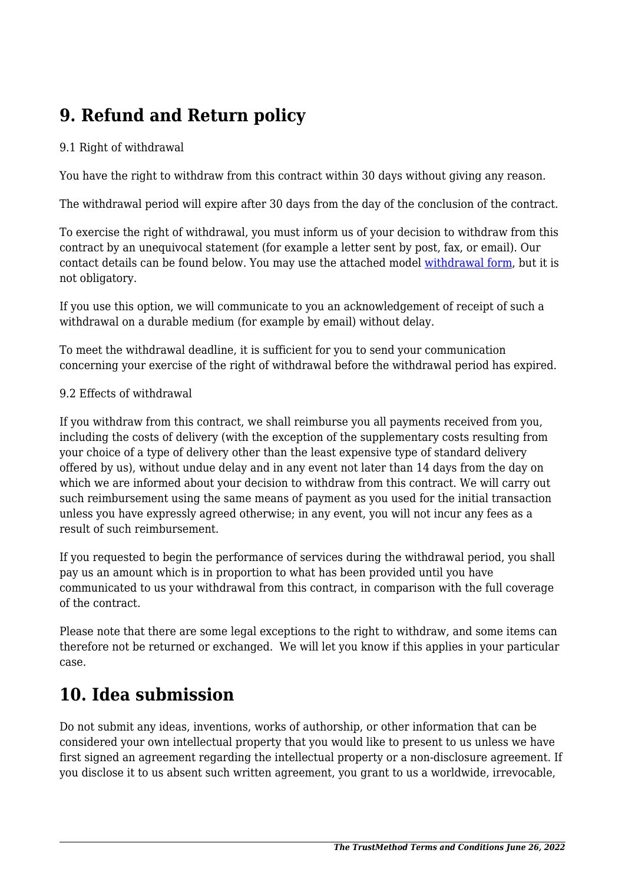## 9. Refund and Return policy

9.1 Right of withdrawal

You have the right to withdraw from this contract within 30 days without giving any reason.

The withdrawal period will expire after 30 days from the day of the conclusion of the contract.

To exercise the right of withdrawal, you must inform us of your decision to withdraw from this contract by an unequivocal statement (for example a letter sent by post, fax, or email). Our contact details can be found below. You may use the attached model withdrawal form, but it is not obligatory.

If you use this option, we will communicate to you an acknowledgement of receipt of such a withdrawal on a durable medium (for example by email) without delay.

To meet the withdrawal deadline, it is sufficient for you to send your communication concerning your exercise of the right of withdrawal before the withdrawal period has expired.

9.2 Effects of withdrawal

If you withdraw from this contract, we shall reimburse you all payments received from you, including the costs of delivery (with the exception of the supplementary costs resulting from your choice of a type of delivery other than the least expensive type of standard delivery offered by us), without undue delay and in any event not later than 14 days from the day on which we are informed about your decision to withdraw from this contract. We will carry out such reimbursement using the same means of payment as you used for the initial transaction unless you have expressly agreed otherwise; in any event, you will not incur any fees as a result of such reimbursement.

If you requested to begin the performance of services during the withdrawal period, you shall pay us an amount which is in proportion to what has been provided until you have communicated to us your withdrawal from this contract, in comparison with the full coverage of the contract.

Please note that there are some legal exceptions to the right to withdraw, and some items can therefore not be returned or exchanged. We will let you know if this applies in your particular case.

## 10. Idea submission

Do not submit any ideas, inventions, works of authorship, or other information that can be considered your own intellectual property that you would like to present to us unless we have first signed an agreement regarding the intellectual property or a non-disclosure agreement. If you disclose it to us absent such written agreement, you grant to us a worldwide, irrevocable,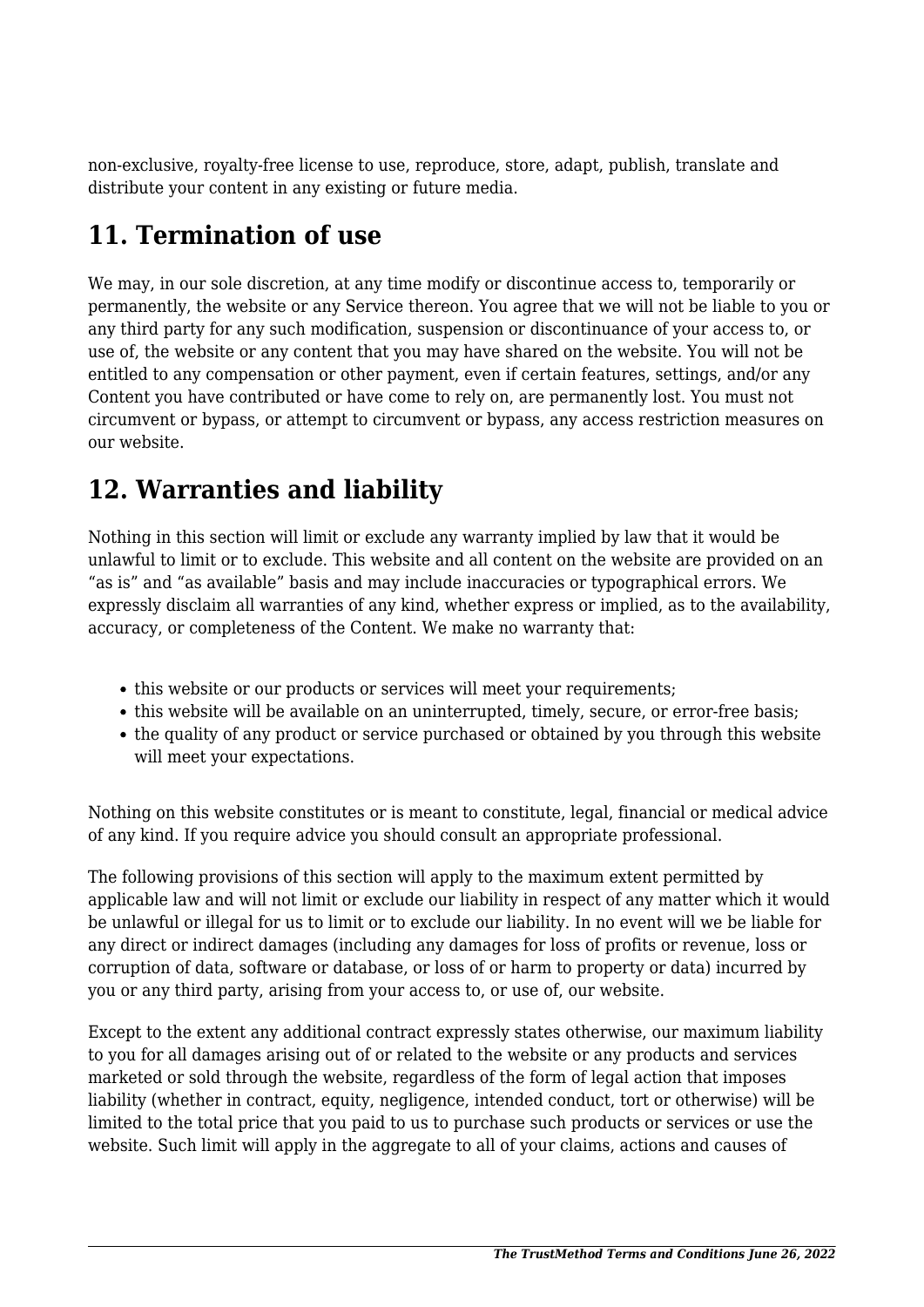non-exclusive, royalty-free license to use, reproduce, store, adapt, publish, translate and distribute your content in any existing or future media.

## 11. Termination of use

We may, in our sole discretion, at any time modify or discontinue access to, temporarily or permanently, the website or any Service thereon. You agree that we will not be liable to you or any third party for any such modification, suspension or discontinuance of your access to, or use of, the website or any content that you may have shared on the website. You will not be entitled to any compensation or other payment, even if certain features, settings, and/or any Content you have contributed or have come to rely on, are permanently lost. You must not circumvent or bypass, or attempt to circumvent or bypass, any access restriction measures on our website.

## 12. Warranties and liability

Nothing in this section will limit or exclude any warranty implied by law that it would be unlawful to limit or to exclude. This website and all content on the website are provided on an "as is" and "as available" basis and may include inaccuracies or typographical errors. We expressly disclaim all warranties of any kind, whether express or implied, as to the availability, accuracy, or completeness of the Content. We make no warranty that:

- this website or our products or services will meet your requirements;
- this website will be available on an uninterrupted, timely, secure, or error-free basis;
- the quality of any product or service purchased or obtained by you through this website will meet your expectations.

Nothing on this website constitutes or is meant to constitute, legal, financial or medical advice of any kind. If you require advice you should consult an appropriate professional.

The following provisions of this section will apply to the maximum extent permitted by applicable law and will not limit or exclude our liability in respect of any matter which it would be unlawful or illegal for us to limit or to exclude our liability. In no event will we be liable for any direct or indirect damages (including any damages for loss of profits or revenue, loss or corruption of data, software or database, or loss of or harm to property or data) incurred by you or any third party, arising from your access to, or use of, our website.

Except to the extent any additional contract expressly states otherwise, our maximum liability to you for all damages arising out of or related to the website or any products and services marketed or sold through the website, regardless of the form of legal action that imposes liability (whether in contract, equity, negligence, intended conduct, tort or otherwise) will be limited to the total price that you paid to us to purchase such products or services or use the website. Such limit will apply in the aggregate to all of your claims, actions and causes of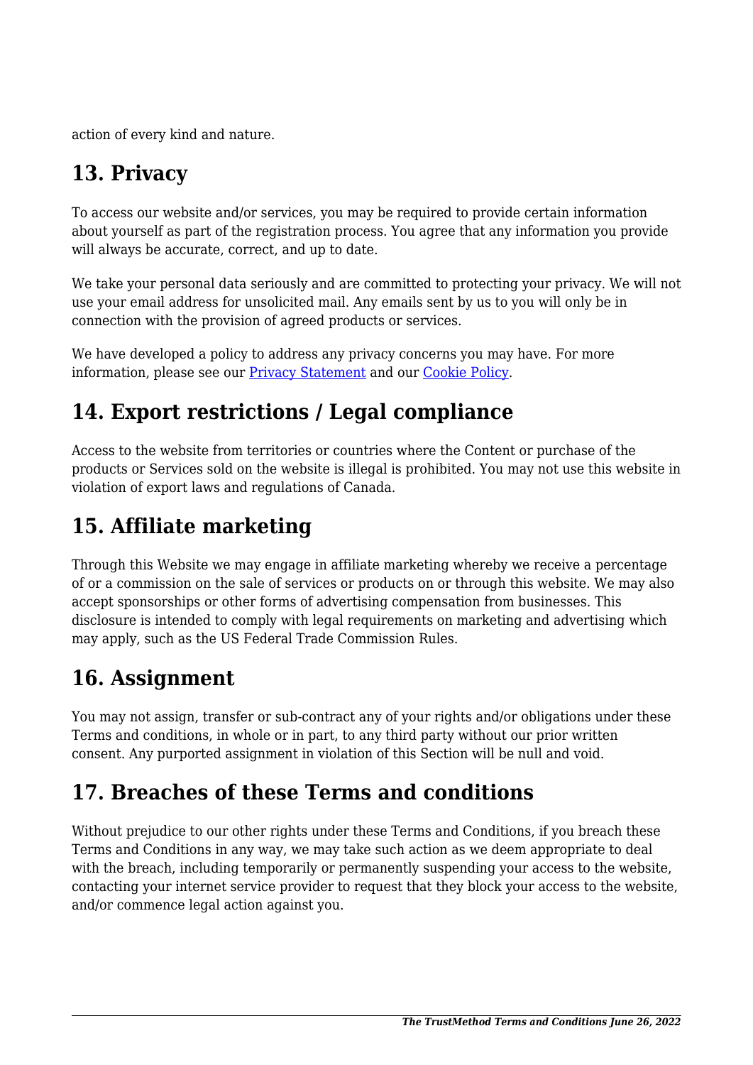action of every kind and nature.

## 13. Privacy

To access our website and/or services, you may be required to provide certain information about yourself as part of the registration process. You agree that any information you provide will always be accurate, correct, and up to date.

We take your personal data seriously and are committed to protecting your privacy. We will not use your email address for unsolicited mail. Any emails sent by us to you will only be in connection with the provision of agreed products or services.

We have developed a policy to address any privacy concerns you may have. For more information, please see our [Privacy Statement] and our [Cookie Policy].

## 14. Export restrictions / Legal compliance

Access to the website from territories or countries where the Content or purchase of the products or Services sold on the website is illegal is prohibited. You may not use this website in violation of export laws and regulations of Canada.

## 15. Affiliate marketing

Through this Website we may engage in affiliate marketing whereby we receive a percentage of or a commission on the sale of services or products on or through this website. We may also accept sponsorships or other forms of advertising compensation from businesses. This disclosure is intended to comply with legal requirements on marketing and advertising which may apply, such as the US Federal Trade Commission Rules.

## 16. Assignment

You may not assign, transfer or sub-contract any of your rights and/or obligations under these Terms and conditions, in whole or in part, to any third party without our prior written consent. Any purported assignment in violation of this Section will be null and void.

## 17. Breaches of these Terms and conditions

Without prejudice to our other rights under these Terms and Conditions, if you breach these Terms and Conditions in any way, we may take such action as we deem appropriate to deal with the breach, including temporarily or permanently suspending your access to the website, contacting your internet service provider to request that they block your access to the website, and/or commence legal action against you.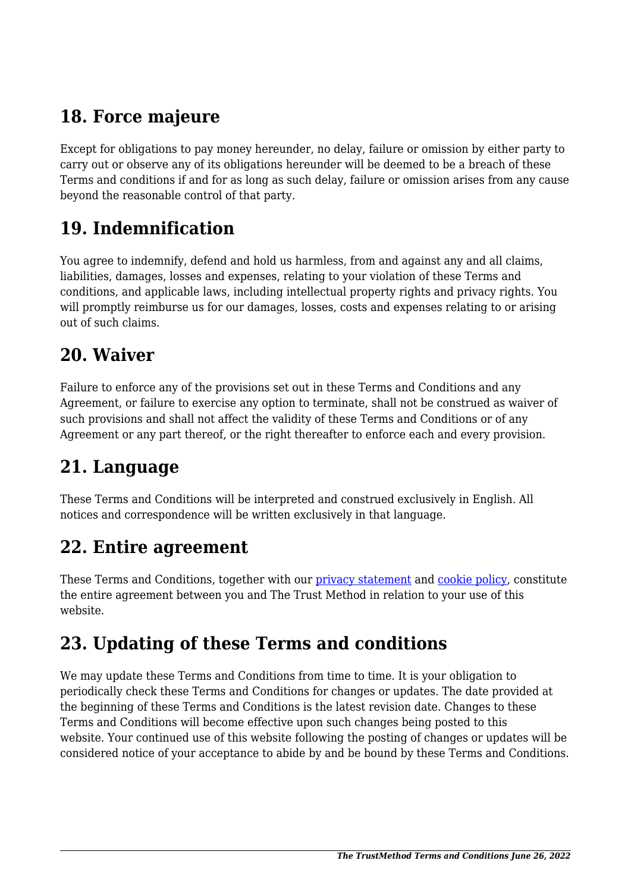## 18. Force majeure

Except for obligations to pay money hereunder, no delay, failure or omission by either party to carry out or observe any of its obligations hereunder will be deemed to be a breach of these Terms and conditions if and for as long as such delay, failure or omission arises from any cause beyond the reasonable control of that party.

## 19. Indemnification

You agree to indemnify, defend and hold us harmless, from and against any and all claims, liabilities, damages, losses and expenses, relating to your violation of these Terms and conditions, and applicable laws, including intellectual property rights and privacy rights. You will promptly reimburse us for our damages, losses, costs and expenses relating to or arising out of such claims.

## 20. Waiver

Failure to enforce any of the provisions set out in these Terms and Conditions and any Agreement, or failure to exercise any option to terminate, shall not be construed as waiver of such provisions and shall not affect the validity of these Terms and Conditions or of any Agreement or any part thereof, or the right thereafter to enforce each and every provision.

## 21. Language

These Terms and Conditions will be interpreted and construed exclusively in English. All notices and correspondence will be written exclusively in that language.

## 22. Entire agreement

These Terms and Conditions, together with our privacy statement and cookie policy, constitute the entire agreement between you and The Trust Method in relation to your use of this website.

## 23. Updating of these Terms and conditions

We may update these Terms and Conditions from time to time. It is your obligation to periodically check these Terms and Conditions for changes or updates. The date provided at the beginning of these Terms and Conditions is the latest revision date. Changes to these Terms and Conditions will become effective upon such changes being posted to this website. Your continued use of this website following the posting of changes or updates will be considered notice of your acceptance to abide by and be bound by these Terms and Conditions.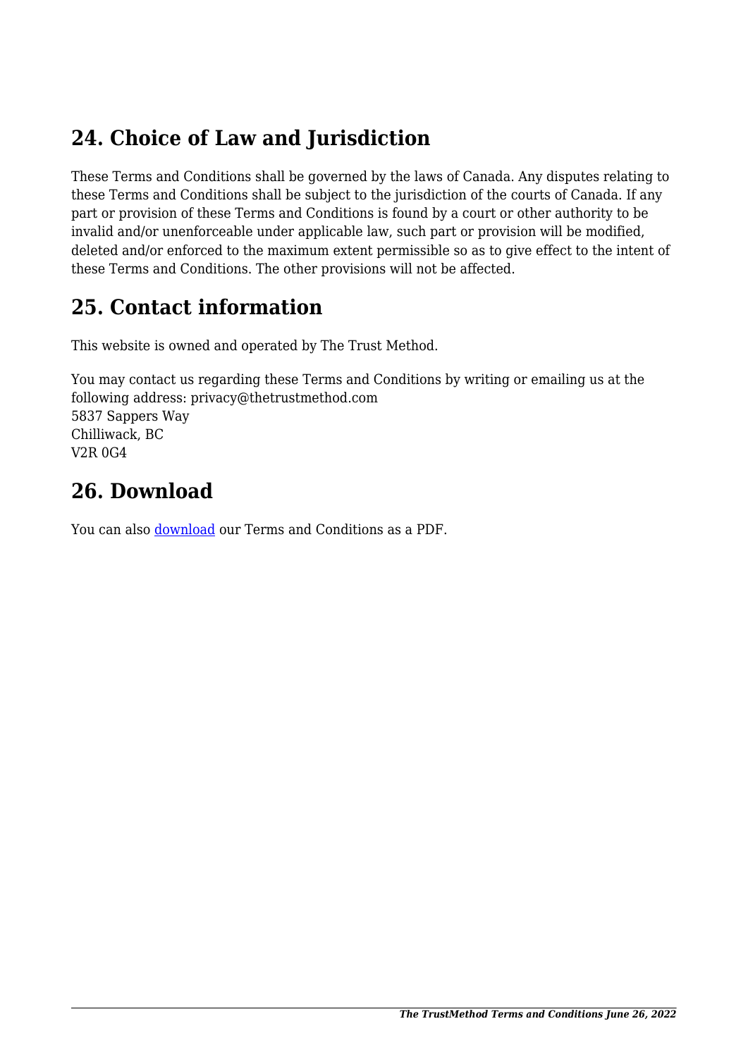## 24. Choice of Law and Jurisdiction

These Terms and Conditions shall be governed by the laws of Canada. Any disputes relating to these Terms and Conditions shall be subject to the jurisdiction of the courts of Canada. If any part or provision of these Terms and Conditions is found by a court or other authority to be invalid and/or unenforceable under applicable law, such part or provision will be modified, deleted and/or enforced to the maximum extent permissible so as to give effect to the intent of these Terms and Conditions. The other provisions will not be affected.

## 25. Contact information

This website is owned and operated by The Trust Method.

You may contact us regarding these Terms and Conditions by writing or emailing us at the following address: privacy@thetrustmethod.com
5837 Sappers Way
Chilliwack, BC
V2R 0G4

## 26. Download

You can also download our Terms and Conditions as a PDF.